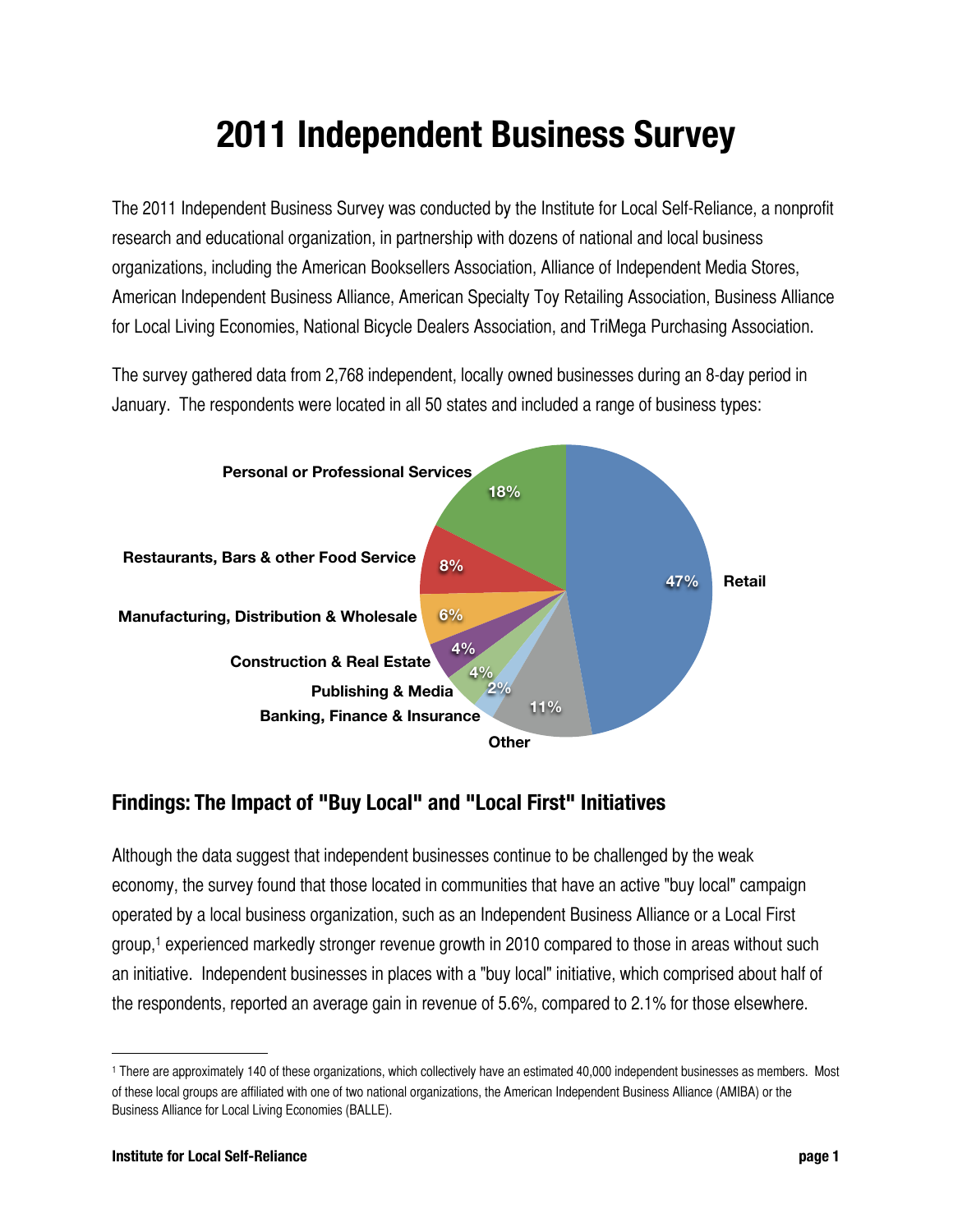# 2011 Independent Business Survey

The 2011 Independent Business Survey was conducted by the Institute for Local Self-Reliance, a nonprofit research and educational organization, in partnership with dozens of national and local business organizations, including the American Booksellers Association, Alliance of Independent Media Stores, American Independent Business Alliance, American Specialty Toy Retailing Association, Business Alliance for Local Living Economies, National Bicycle Dealers Association, and TriMega Purchasing Association.

The survey gathered data from 2,768 independent, locally owned businesses during an 8-day period in January. The respondents were located in all 50 states and included a range of business types:

| Business type | Share |
|---|---|
| Retail | 47% |
| Personal or Professional Services | 18% |
| Other | 11% |
| Restaurants, Bars & other Food Service | 8% |
| Manufacturing, Distribution & Wholesale | 6% |
| Construction & Real Estate | 4% |
| Publishing & Media | 4% |
| Banking, Finance & Insurance | 2% |

## Findings: The Impact of "Buy Local" and "Local First" Initiatives

Although the data suggest that independent businesses continue to be challenged by the weak economy, the survey found that those located in communities that have an active "buy local" campaign operated by a local business organization, such as an Independent Business Alliance or a Local First group,[1] experienced markedly stronger revenue growth in 2010 compared to those in areas without such an initiative. Independent businesses in places with a "buy local" initiative, which comprised about half of the respondents, reported an average gain in revenue of 5.6%, compared to 2.1% for those elsewhere.

---

[1] There are approximately 140 of these organizations, which collectively have an estimated 40,000 independent businesses as members. Most of these local groups are affiliated with one of two national organizations, the American Independent Business Alliance (AMIBA) or the Business Alliance for Local Living Economies (BALLE).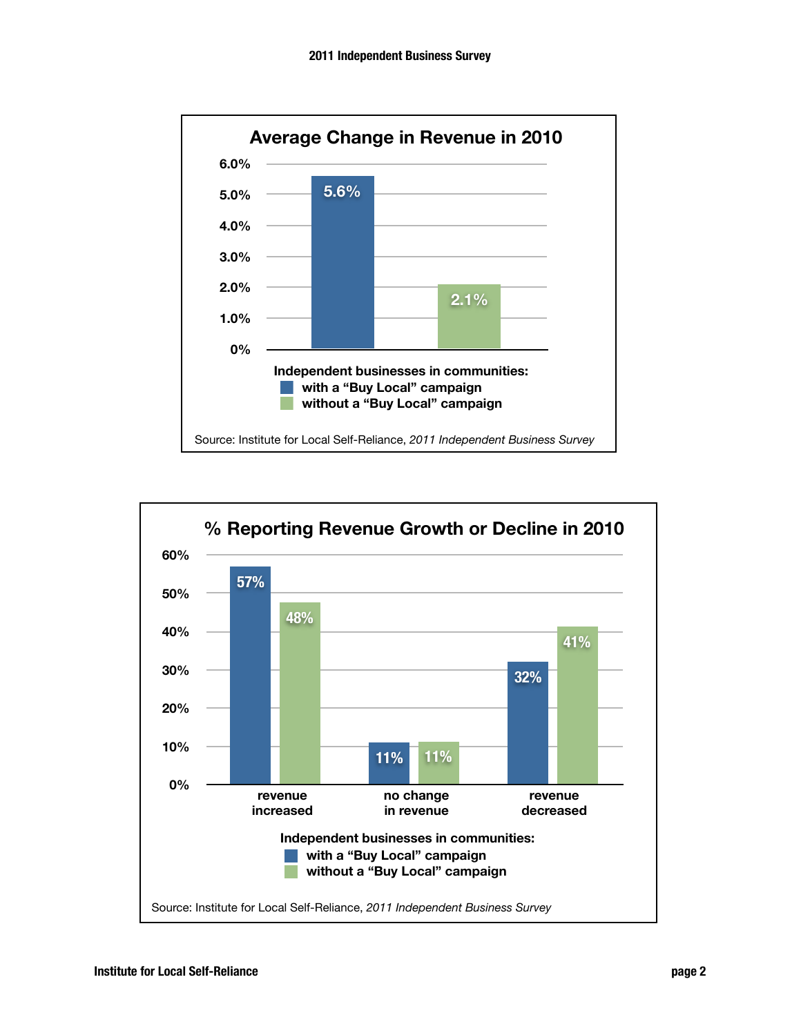## Average Change in Revenue in 2010

| Independent businesses in communities: | Average change in revenue |
|---|---|
| with a "Buy Local" campaign | 5.6% |
| without a "Buy Local" campaign | 2.1% |

Source: Institute for Local Self-Reliance, *2011 Independent Business Survey*

## % Reporting Revenue Growth or Decline in 2010

| Independent businesses in communities: | revenue increased | no change in revenue | revenue decreased |
|---|---|---|---|
| with a "Buy Local" campaign | 57% | 11% | 32% |
| without a "Buy Local" campaign | 48% | 11% | 41% |

Source: Institute for Local Self-Reliance, *2011 Independent Business Survey*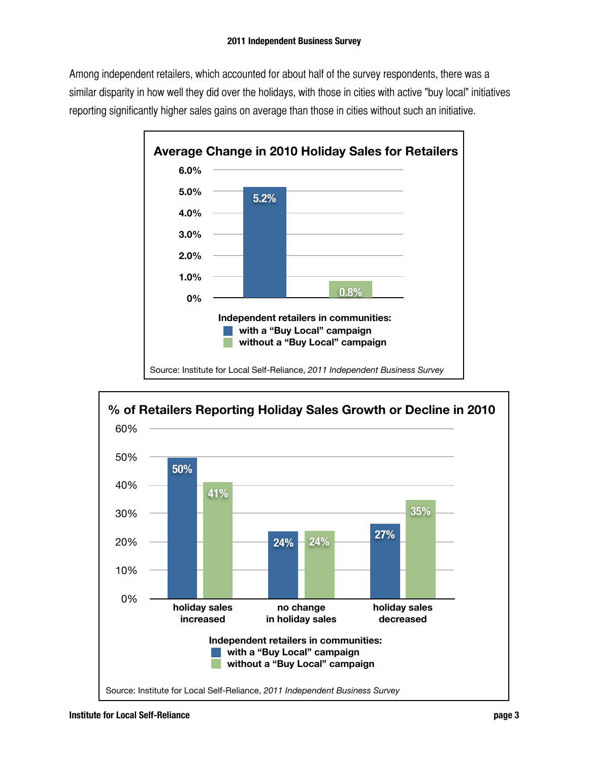Among independent retailers, which accounted for about half of the survey respondents, there was a similar disparity in how well they did over the holidays, with those in cities with active "buy local" initiatives reporting significantly higher sales gains on average than those in cities without such an initiative.

**Average Change in 2010 Holiday Sales for Retailers**

| Independent retailers in communities: | Average change |
|---|---|
| with a "Buy Local" campaign | 5.2% |
| without a "Buy Local" campaign | 0.8% |

Source: Institute for Local Self-Reliance, *2011 Independent Business Survey*

**% of Retailers Reporting Holiday Sales Growth or Decline in 2010**

| Independent retailers in communities: | holiday sales increased | no change in holiday sales | holiday sales decreased |
|---|---|---|---|
| with a "Buy Local" campaign | 50% | 24% | 27% |
| without a "Buy Local" campaign | 41% | 24% | 35% |

Source: Institute for Local Self-Reliance, *2011 Independent Business Survey*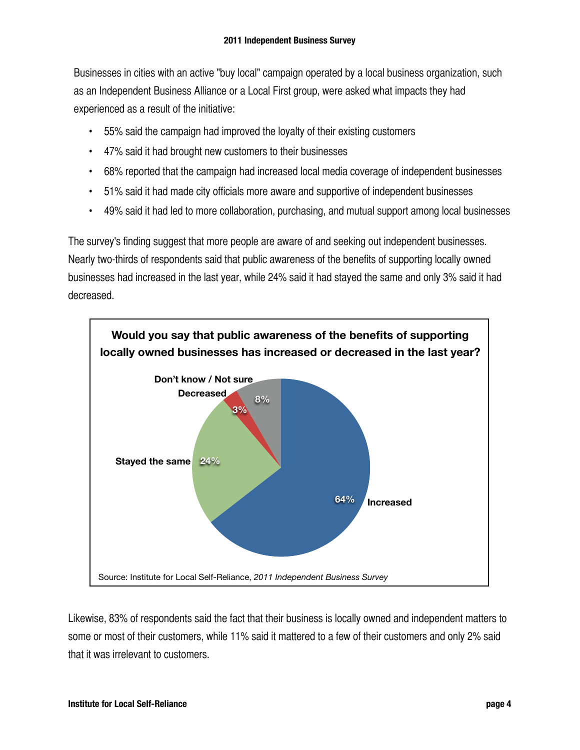Businesses in cities with an active "buy local" campaign operated by a local business organization, such as an Independent Business Alliance or a Local First group, were asked what impacts they had experienced as a result of the initiative:

- 55% said the campaign had improved the loyalty of their existing customers
- 47% said it had brought new customers to their businesses
- 68% reported that the campaign had increased local media coverage of independent businesses
- 51% said it had made city officials more aware and supportive of independent businesses
- 49% said it had led to more collaboration, purchasing, and mutual support among local businesses

The survey's finding suggest that more people are aware of and seeking out independent businesses. Nearly two-thirds of respondents said that public awareness of the benefits of supporting locally owned businesses had increased in the last year, while 24% said it had stayed the same and only 3% said it had decreased.

**Would you say that public awareness of the benefits of supporting locally owned businesses has increased or decreased in the last year?**

| Response | Percentage |
|---|---|
| Increased | 64% |
| Stayed the same | 24% |
| Decreased | 3% |
| Don't know / Not sure | 8% |

Source: Institute for Local Self-Reliance, *2011 Independent Business Survey*

Likewise, 83% of respondents said the fact that their business is locally owned and independent matters to some or most of their customers, while 11% said it mattered to a few of their customers and only 2% said that it was irrelevant to customers.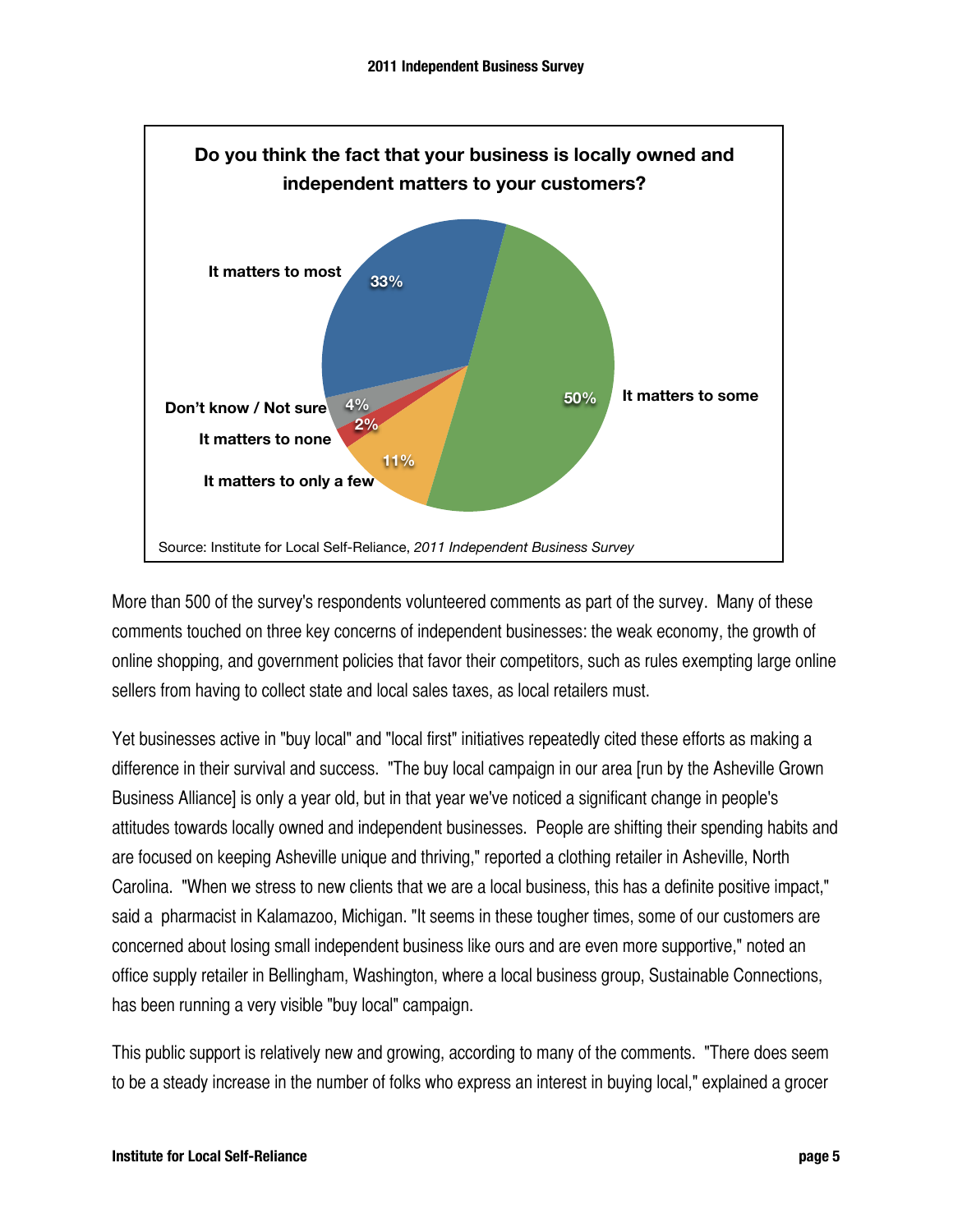**Do you think the fact that your business is locally owned and independent matters to your customers?**

| Response | Percent |
|---|---|
| It matters to most | 33% |
| It matters to some | 50% |
| It matters to only a few | 11% |
| It matters to none | 2% |
| Don't know / Not sure | 4% |

Source: Institute for Local Self-Reliance, *2011 Independent Business Survey*

More than 500 of the survey's respondents volunteered comments as part of the survey. Many of these comments touched on three key concerns of independent businesses: the weak economy, the growth of online shopping, and government policies that favor their competitors, such as rules exempting large online sellers from having to collect state and local sales taxes, as local retailers must.

Yet businesses active in "buy local" and "local first" initiatives repeatedly cited these efforts as making a difference in their survival and success. "The buy local campaign in our area [run by the Asheville Grown Business Alliance] is only a year old, but in that year we've noticed a significant change in people's attitudes towards locally owned and independent businesses. People are shifting their spending habits and are focused on keeping Asheville unique and thriving," reported a clothing retailer in Asheville, North Carolina. "When we stress to new clients that we are a local business, this has a definite positive impact," said a pharmacist in Kalamazoo, Michigan. "It seems in these tougher times, some of our customers are concerned about losing small independent business like ours and are even more supportive," noted an office supply retailer in Bellingham, Washington, where a local business group, Sustainable Connections, has been running a very visible "buy local" campaign.

This public support is relatively new and growing, according to many of the comments. "There does seem to be a steady increase in the number of folks who express an interest in buying local," explained a grocer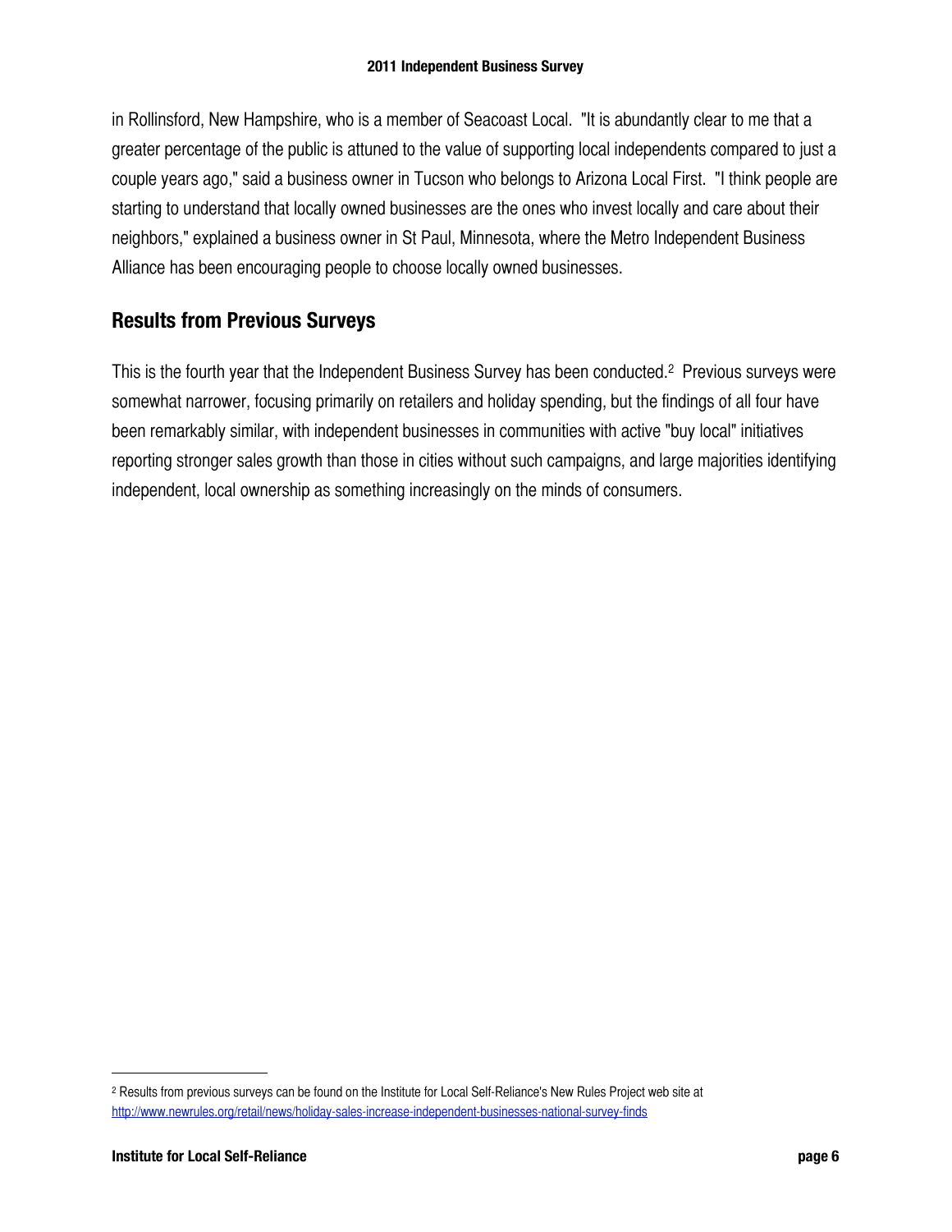in Rollinsford, New Hampshire, who is a member of Seacoast Local. "It is abundantly clear to me that a greater percentage of the public is attuned to the value of supporting local independents compared to just a couple years ago," said a business owner in Tucson who belongs to Arizona Local First. "I think people are starting to understand that locally owned businesses are the ones who invest locally and care about their neighbors," explained a business owner in St Paul, Minnesota, where the Metro Independent Business Alliance has been encouraging people to choose locally owned businesses.

## Results from Previous Surveys

This is the fourth year that the Independent Business Survey has been conducted.[2] Previous surveys were somewhat narrower, focusing primarily on retailers and holiday spending, but the findings of all four have been remarkably similar, with independent businesses in communities with active "buy local" initiatives reporting stronger sales growth than those in cities without such campaigns, and large majorities identifying independent, local ownership as something increasingly on the minds of consumers.

[2] Results from previous surveys can be found on the Institute for Local Self-Reliance's New Rules Project web site at http://www.newrules.org/retail/news/holiday-sales-increase-independent-businesses-national-survey-finds